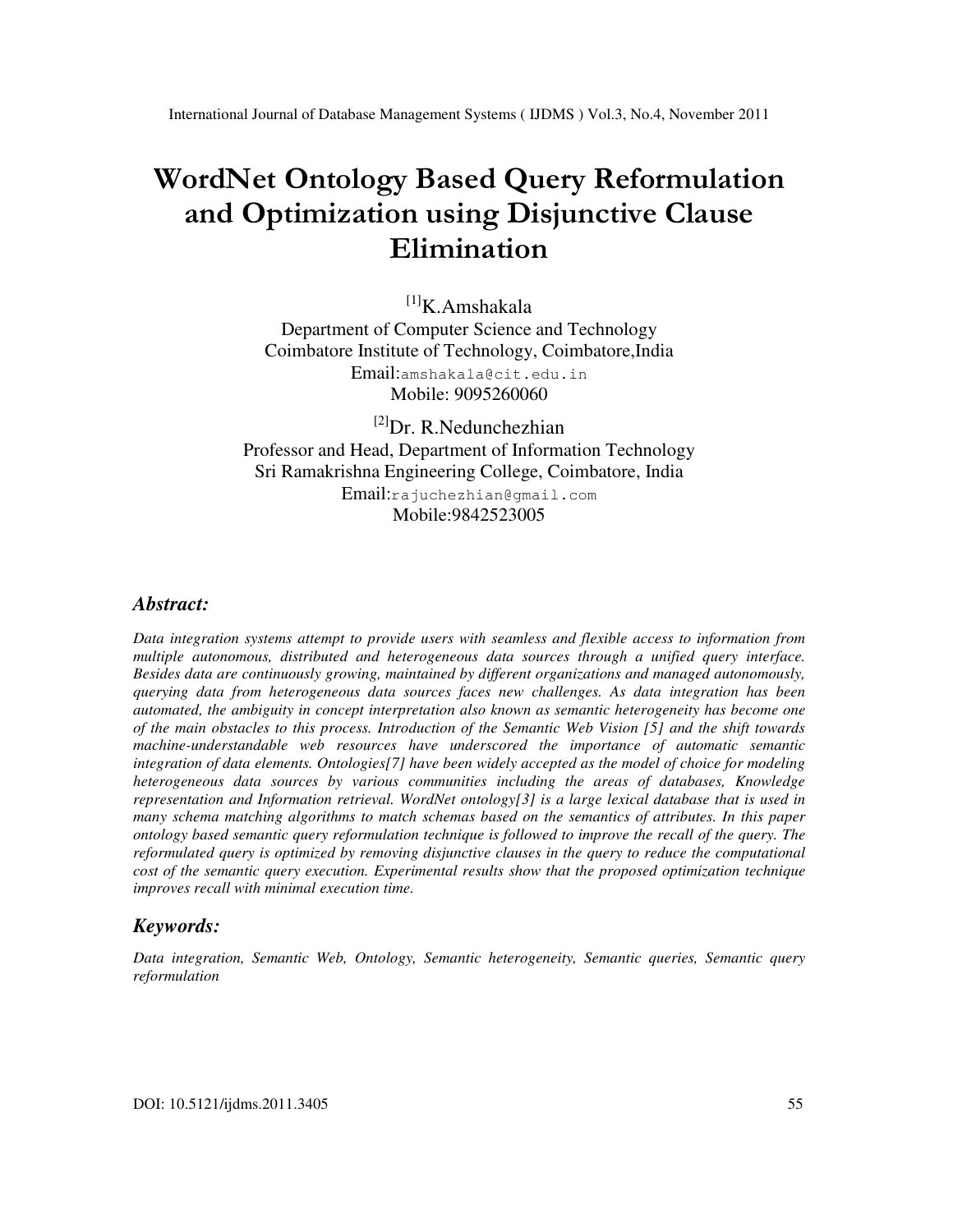# WordNet Ontology Based Query Reformulation and Optimization using Disjunctive Clause Elimination

[1]K.Amshakala
Department of Computer Science and Technology
Coimbatore Institute of Technology, Coimbatore,India
Email:amshakala@cit.edu.in
Mobile: 9095260060

[2]Dr. R.Nedunchezhian
Professor and Head, Department of Information Technology
Sri Ramakrishna Engineering College, Coimbatore, India
Email:rajuchezhian@gmail.com
Mobile:9842523005

### *Abstract:*

*Data integration systems attempt to provide users with seamless and flexible access to information from multiple autonomous, distributed and heterogeneous data sources through a unified query interface. Besides data are continuously growing, maintained by different organizations and managed autonomously, querying data from heterogeneous data sources faces new challenges. As data integration has been automated, the ambiguity in concept interpretation also known as semantic heterogeneity has become one of the main obstacles to this process. Introduction of the Semantic Web Vision [5] and the shift towards machine-understandable web resources have underscored the importance of automatic semantic integration of data elements. Ontologies[7] have been widely accepted as the model of choice for modeling heterogeneous data sources by various communities including the areas of databases, Knowledge representation and Information retrieval. WordNet ontology[3] is a large lexical database that is used in many schema matching algorithms to match schemas based on the semantics of attributes. In this paper ontology based semantic query reformulation technique is followed to improve the recall of the query. The reformulated query is optimized by removing disjunctive clauses in the query to reduce the computational cost of the semantic query execution. Experimental results show that the proposed optimization technique improves recall with minimal execution time.*

### *Keywords:*

*Data integration, Semantic Web, Ontology, Semantic heterogeneity, Semantic queries, Semantic query reformulation*

DOI: 10.5121/ijdms.2011.3405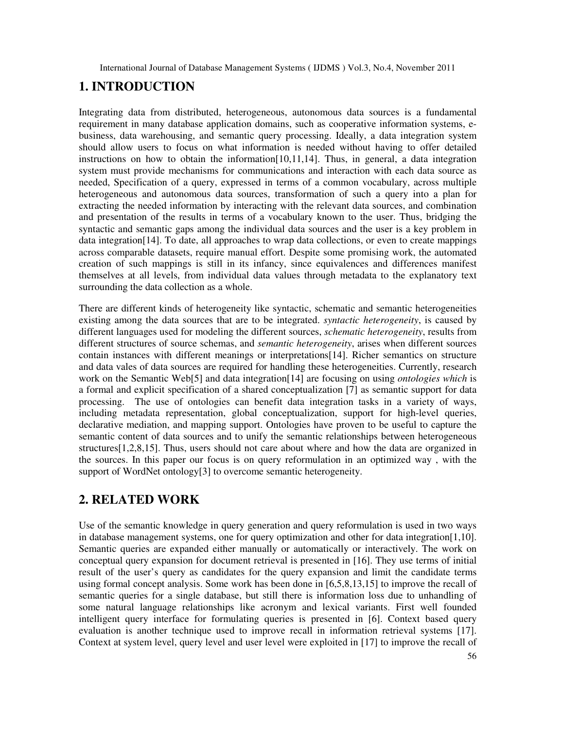## 1. INTRODUCTION

Integrating data from distributed, heterogeneous, autonomous data sources is a fundamental requirement in many database application domains, such as cooperative information systems, e-business, data warehousing, and semantic query processing. Ideally, a data integration system should allow users to focus on what information is needed without having to offer detailed instructions on how to obtain the information[10,11,14]. Thus, in general, a data integration system must provide mechanisms for communications and interaction with each data source as needed, Specification of a query, expressed in terms of a common vocabulary, across multiple heterogeneous and autonomous data sources, transformation of such a query into a plan for extracting the needed information by interacting with the relevant data sources, and combination and presentation of the results in terms of a vocabulary known to the user. Thus, bridging the syntactic and semantic gaps among the individual data sources and the user is a key problem in data integration[14]. To date, all approaches to wrap data collections, or even to create mappings across comparable datasets, require manual effort. Despite some promising work, the automated creation of such mappings is still in its infancy, since equivalences and differences manifest themselves at all levels, from individual data values through metadata to the explanatory text surrounding the data collection as a whole.

There are different kinds of heterogeneity like syntactic, schematic and semantic heterogeneities existing among the data sources that are to be integrated. *syntactic heterogeneity*, is caused by different languages used for modeling the different sources, *schematic heterogeneity*, results from different structures of source schemas, and *semantic heterogeneity*, arises when different sources contain instances with different meanings or interpretations[14]. Richer semantics on structure and data vales of data sources are required for handling these heterogeneities. Currently, research work on the Semantic Web[5] and data integration[14] are focusing on using *ontologies which* is a formal and explicit specification of a shared conceptualization [7] as semantic support for data processing. The use of ontologies can benefit data integration tasks in a variety of ways, including metadata representation, global conceptualization, support for high-level queries, declarative mediation, and mapping support. Ontologies have proven to be useful to capture the semantic content of data sources and to unify the semantic relationships between heterogeneous structures[1,2,8,15]. Thus, users should not care about where and how the data are organized in the sources. In this paper our focus is on query reformulation in an optimized way , with the support of WordNet ontology[3] to overcome semantic heterogeneity.

## 2. RELATED WORK

Use of the semantic knowledge in query generation and query reformulation is used in two ways in database management systems, one for query optimization and other for data integration[1,10]. Semantic queries are expanded either manually or automatically or interactively. The work on conceptual query expansion for document retrieval is presented in [16]. They use terms of initial result of the user's query as candidates for the query expansion and limit the candidate terms using formal concept analysis. Some work has been done in [6,5,8,13,15] to improve the recall of semantic queries for a single database, but still there is information loss due to unhandling of some natural language relationships like acronym and lexical variants. First well founded intelligent query interface for formulating queries is presented in [6]. Context based query evaluation is another technique used to improve recall in information retrieval systems [17]. Context at system level, query level and user level were exploited in [17] to improve the recall of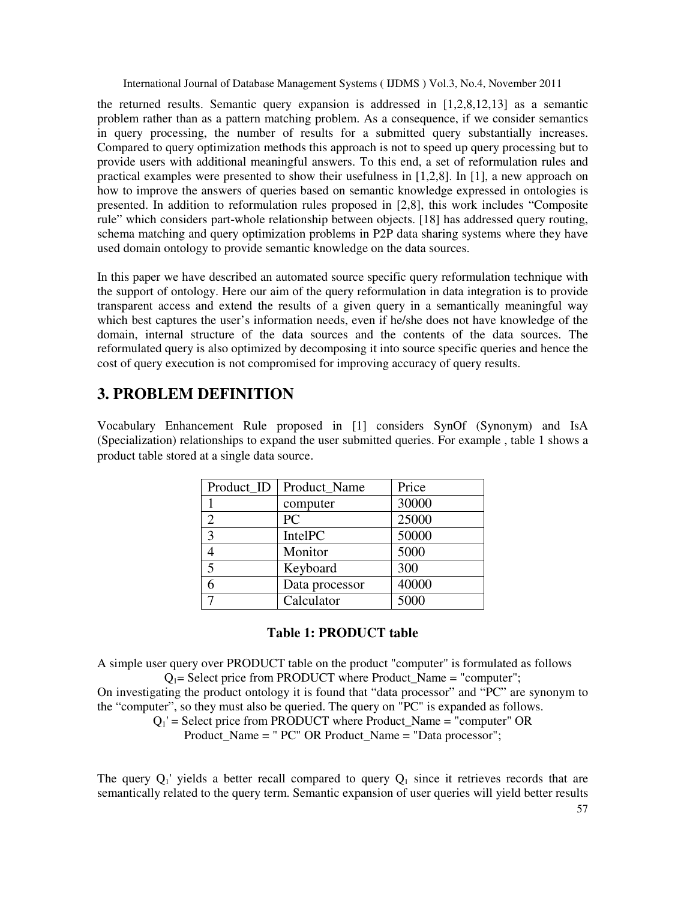the returned results. Semantic query expansion is addressed in [1,2,8,12,13] as a semantic problem rather than as a pattern matching problem. As a consequence, if we consider semantics in query processing, the number of results for a submitted query substantially increases. Compared to query optimization methods this approach is not to speed up query processing but to provide users with additional meaningful answers. To this end, a set of reformulation rules and practical examples were presented to show their usefulness in [1,2,8]. In [1], a new approach on how to improve the answers of queries based on semantic knowledge expressed in ontologies is presented. In addition to reformulation rules proposed in [2,8], this work includes "Composite rule" which considers part-whole relationship between objects. [18] has addressed query routing, schema matching and query optimization problems in P2P data sharing systems where they have used domain ontology to provide semantic knowledge on the data sources.

In this paper we have described an automated source specific query reformulation technique with the support of ontology. Here our aim of the query reformulation in data integration is to provide transparent access and extend the results of a given query in a semantically meaningful way which best captures the user's information needs, even if he/she does not have knowledge of the domain, internal structure of the data sources and the contents of the data sources. The reformulated query is also optimized by decomposing it into source specific queries and hence the cost of query execution is not compromised for improving accuracy of query results.

# 3. PROBLEM DEFINITION

Vocabulary Enhancement Rule proposed in [1] considers SynOf (Synonym) and IsA (Specialization) relationships to expand the user submitted queries. For example , table 1 shows a product table stored at a single data source.

| Product_ID | Product_Name | Price |
|---|---|---|
| 1 | computer | 30000 |
| 2 | PC | 25000 |
| 3 | IntelPC | 50000 |
| 4 | Monitor | 5000 |
| 5 | Keyboard | 300 |
| 6 | Data processor | 40000 |
| 7 | Calculator | 5000 |

**Table 1: PRODUCT table**

A simple user query over PRODUCT table on the product "computer" is formulated as follows

$Q_1$= Select price from PRODUCT where Product_Name = "computer";

On investigating the product ontology it is found that "data processor" and "PC" are synonym to the "computer", so they must also be queried. The query on "PC" is expanded as follows.

$Q_1'$ = Select price from PRODUCT where Product_Name = "computer" OR Product_Name = " PC" OR Product_Name = "Data processor";

The query $Q_1'$ yields a better recall compared to query $Q_1$ since it retrieves records that are semantically related to the query term. Semantic expansion of user queries will yield better results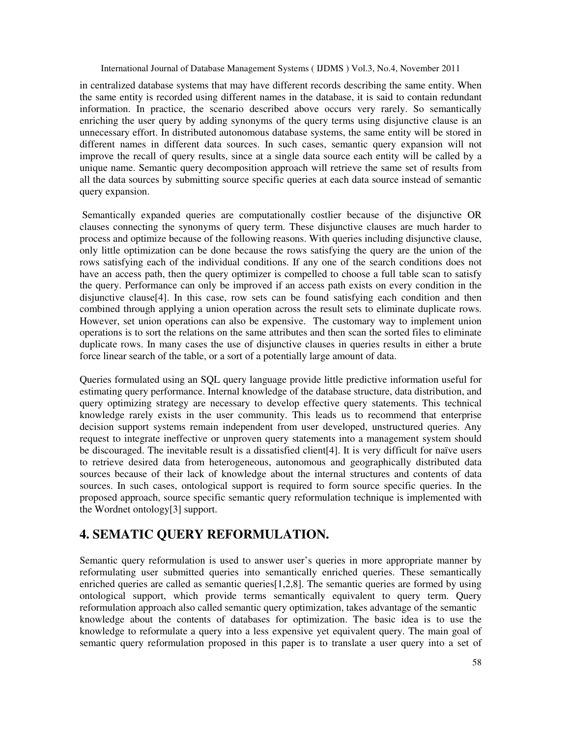in centralized database systems that may have different records describing the same entity. When the same entity is recorded using different names in the database, it is said to contain redundant information. In practice, the scenario described above occurs very rarely. So semantically enriching the user query by adding synonyms of the query terms using disjunctive clause is an unnecessary effort. In distributed autonomous database systems, the same entity will be stored in different names in different data sources. In such cases, semantic query expansion will not improve the recall of query results, since at a single data source each entity will be called by a unique name. Semantic query decomposition approach will retrieve the same set of results from all the data sources by submitting source specific queries at each data source instead of semantic query expansion.

Semantically expanded queries are computationally costlier because of the disjunctive OR clauses connecting the synonyms of query term. These disjunctive clauses are much harder to process and optimize because of the following reasons. With queries including disjunctive clause, only little optimization can be done because the rows satisfying the query are the union of the rows satisfying each of the individual conditions. If any one of the search conditions does not have an access path, then the query optimizer is compelled to choose a full table scan to satisfy the query. Performance can only be improved if an access path exists on every condition in the disjunctive clause[4]. In this case, row sets can be found satisfying each condition and then combined through applying a union operation across the result sets to eliminate duplicate rows. However, set union operations can also be expensive. The customary way to implement union operations is to sort the relations on the same attributes and then scan the sorted files to eliminate duplicate rows. In many cases the use of disjunctive clauses in queries results in either a brute force linear search of the table, or a sort of a potentially large amount of data.

Queries formulated using an SQL query language provide little predictive information useful for estimating query performance. Internal knowledge of the database structure, data distribution, and query optimizing strategy are necessary to develop effective query statements. This technical knowledge rarely exists in the user community. This leads us to recommend that enterprise decision support systems remain independent from user developed, unstructured queries. Any request to integrate ineffective or unproven query statements into a management system should be discouraged. The inevitable result is a dissatisfied client[4]. It is very difficult for naïve users to retrieve desired data from heterogeneous, autonomous and geographically distributed data sources because of their lack of knowledge about the internal structures and contents of data sources. In such cases, ontological support is required to form source specific queries. In the proposed approach, source specific semantic query reformulation technique is implemented with the Wordnet ontology[3] support.

## 4. SEMATIC QUERY REFORMULATION.

Semantic query reformulation is used to answer user's queries in more appropriate manner by reformulating user submitted queries into semantically enriched queries. These semantically enriched queries are called as semantic queries[1,2,8]. The semantic queries are formed by using ontological support, which provide terms semantically equivalent to query term. Query reformulation approach also called semantic query optimization, takes advantage of the semantic knowledge about the contents of databases for optimization. The basic idea is to use the knowledge to reformulate a query into a less expensive yet equivalent query. The main goal of semantic query reformulation proposed in this paper is to translate a user query into a set of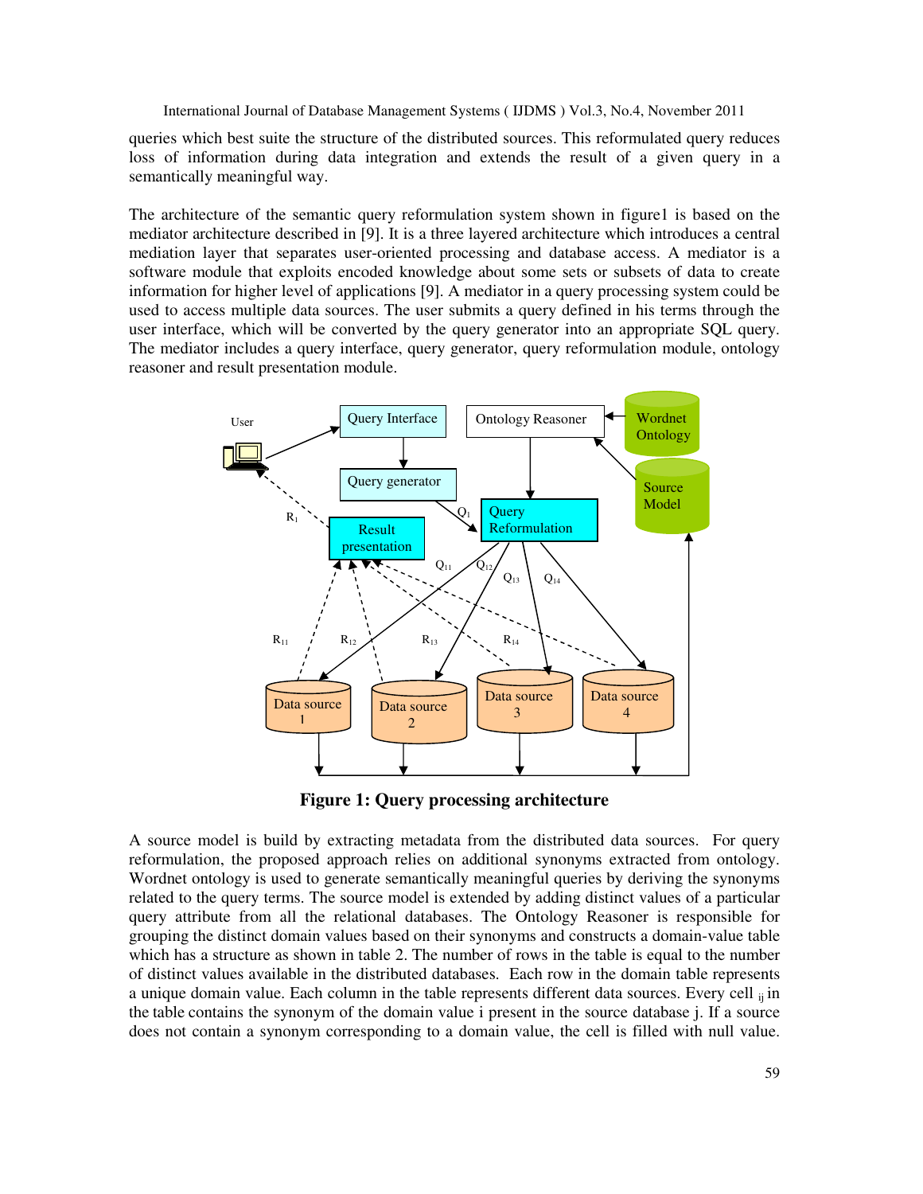queries which best suite the structure of the distributed sources. This reformulated query reduces loss of information during data integration and extends the result of a given query in a semantically meaningful way.

The architecture of the semantic query reformulation system shown in figure1 is based on the mediator architecture described in [9]. It is a three layered architecture which introduces a central mediation layer that separates user-oriented processing and database access. A mediator is a software module that exploits encoded knowledge about some sets or subsets of data to create information for higher level of applications [9]. A mediator in a query processing system could be used to access multiple data sources. The user submits a query defined in his terms through the user interface, which will be converted by the query generator into an appropriate SQL query. The mediator includes a query interface, query generator, query reformulation module, ontology reasoner and result presentation module.

User

Query Interface

Query generator

Ontology Reasoner

Wordnet Ontology

Source Model

Query Reformulation

Result presentation

$Q_1$

$R_1$

$Q_{11}$ $Q_{12}$ $Q_{13}$ $Q_{14}$

$R_{11}$ $R_{12}$ $R_{13}$ $R_{14}$

Data source 1

Data source 2

Data source 3

Data source 4

**Figure 1: Query processing architecture**

A source model is build by extracting metadata from the distributed data sources. For query reformulation, the proposed approach relies on additional synonyms extracted from ontology. Wordnet ontology is used to generate semantically meaningful queries by deriving the synonyms related to the query terms. The source model is extended by adding distinct values of a particular query attribute from all the relational databases. The Ontology Reasoner is responsible for grouping the distinct domain values based on their synonyms and constructs a domain-value table which has a structure as shown in table 2. The number of rows in the table is equal to the number of distinct values available in the distributed databases. Each row in the domain table represents a unique domain value. Each column in the table represents different data sources. Every cell $_{ij}$ in the table contains the synonym of the domain value i present in the source database j. If a source does not contain a synonym corresponding to a domain value, the cell is filled with null value.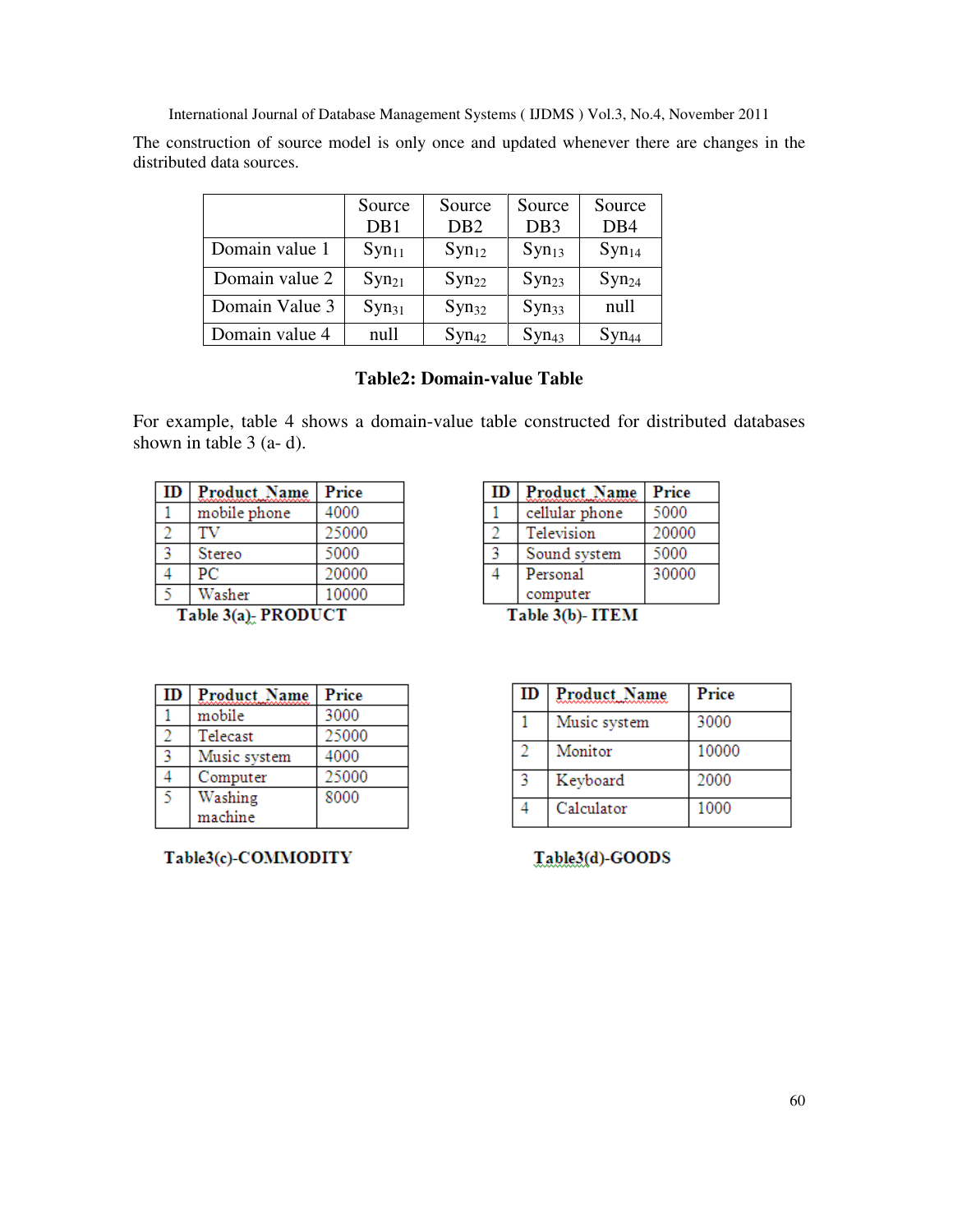The construction of source model is only once and updated whenever there are changes in the distributed data sources.

| | Source DB1 | Source DB2 | Source DB3 | Source DB4 |
|---|---|---|---|---|
| Domain value 1 | $Syn_{11}$ | $Syn_{12}$ | $Syn_{13}$ | $Syn_{14}$ |
| Domain value 2 | $Syn_{21}$ | $Syn_{22}$ | $Syn_{23}$ | $Syn_{24}$ |
| Domain Value 3 | $Syn_{31}$ | $Syn_{32}$ | $Syn_{33}$ | null |
| Domain value 4 | null | $Syn_{42}$ | $Syn_{43}$ | $Syn_{44}$ |

**Table2: Domain-value Table**

For example, table 4 shows a domain-value table constructed for distributed databases shown in table 3 (a- d).

| ID | Product_Name | Price |
|---|---|---|
| 1 | mobile phone | 4000 |
| 2 | TV | 25000 |
| 3 | Stereo | 5000 |
| 4 | PC | 20000 |
| 5 | Washer | 10000 |

**Table 3(a)- PRODUCT**

| ID | Product_Name | Price |
|---|---|---|
| 1 | cellular phone | 5000 |
| 2 | Television | 20000 |
| 3 | Sound system | 5000 |
| 4 | Personal computer | 30000 |

**Table 3(b)- ITEM**

| ID | Product_Name | Price |
|---|---|---|
| 1 | mobile | 3000 |
| 2 | Telecast | 25000 |
| 3 | Music system | 4000 |
| 4 | Computer | 25000 |
| 5 | Washing machine | 8000 |

**Table3(c)-COMMODITY**

| ID | Product_Name | Price |
|---|---|---|
| 1 | Music system | 3000 |
| 2 | Monitor | 10000 |
| 3 | Keyboard | 2000 |
| 4 | Calculator | 1000 |

**Table3(d)-GOODS**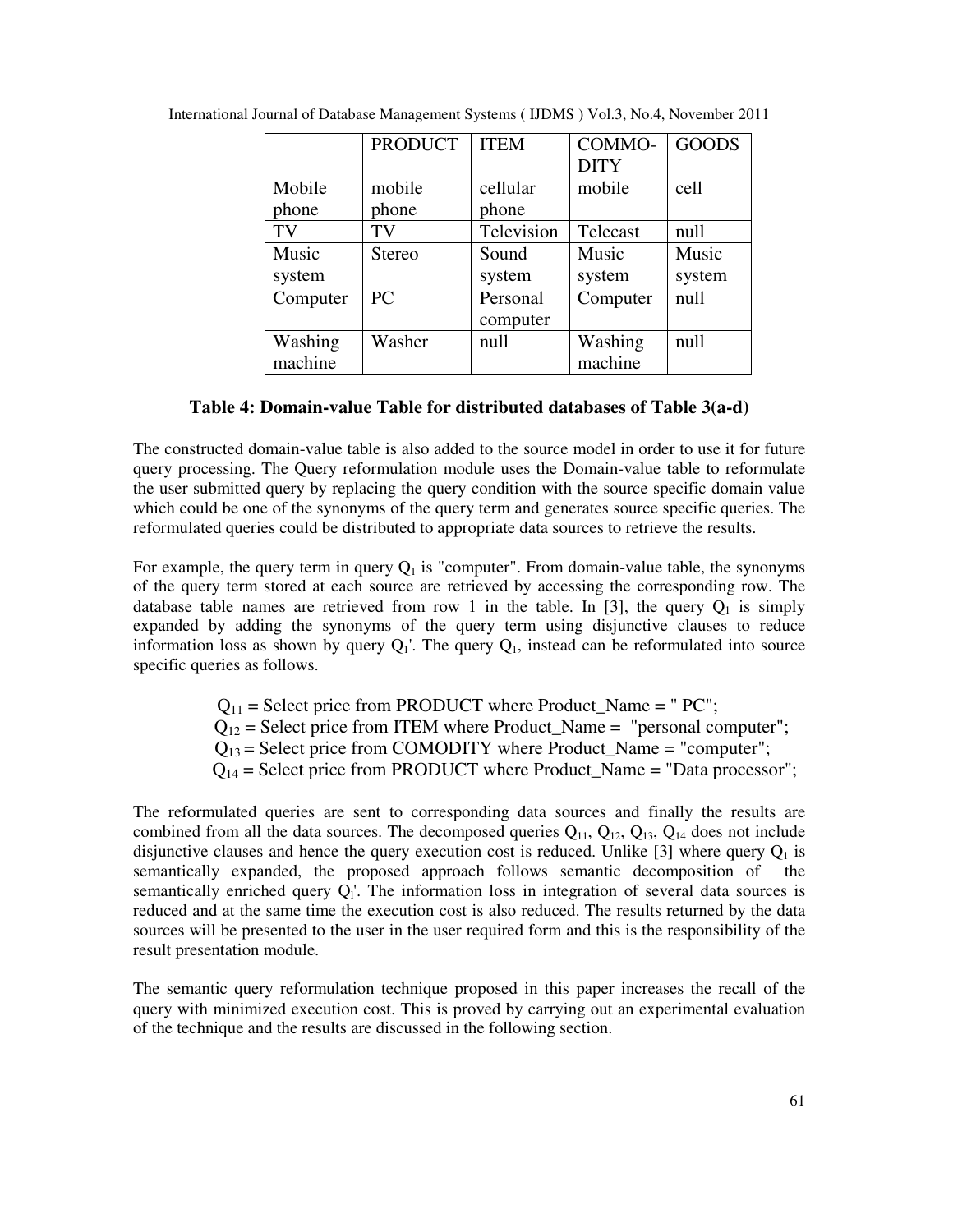| | PRODUCT | ITEM | COMMO-DITY | GOODS |
|---|---|---|---|---|
| Mobile phone | mobile phone | cellular phone | mobile | cell |
| TV | TV | Television | Telecast | null |
| Music system | Stereo | Sound system | Music system | Music system |
| Computer | PC | Personal computer | Computer | null |
| Washing machine | Washer | null | Washing machine | null |

**Table 4: Domain-value Table for distributed databases of Table 3(a-d)**

The constructed domain-value table is also added to the source model in order to use it for future query processing. The Query reformulation module uses the Domain-value table to reformulate the user submitted query by replacing the query condition with the source specific domain value which could be one of the synonyms of the query term and generates source specific queries. The reformulated queries could be distributed to appropriate data sources to retrieve the results.

For example, the query term in query $Q_1$ is "computer". From domain-value table, the synonyms of the query term stored at each source are retrieved by accessing the corresponding row. The database table names are retrieved from row 1 in the table. In [3], the query $Q_1$ is simply expanded by adding the synonyms of the query term using disjunctive clauses to reduce information loss as shown by query $Q_1$'. The query $Q_1$, instead can be reformulated into source specific queries as follows.

$Q_{11}$ = Select price from PRODUCT where Product_Name = " PC";
$Q_{12}$ = Select price from ITEM where Product_Name = "personal computer";
$Q_{13}$ = Select price from COMODITY where Product_Name = "computer";
$Q_{14}$ = Select price from PRODUCT where Product_Name = "Data processor";

The reformulated queries are sent to corresponding data sources and finally the results are combined from all the data sources. The decomposed queries $Q_{11}$, $Q_{12}$, $Q_{13}$, $Q_{14}$ does not include disjunctive clauses and hence the query execution cost is reduced. Unlike [3] where query $Q_1$ is semantically expanded, the proposed approach follows semantic decomposition of the semantically enriched query $Q_1$'. The information loss in integration of several data sources is reduced and at the same time the execution cost is also reduced. The results returned by the data sources will be presented to the user in the user required form and this is the responsibility of the result presentation module.

The semantic query reformulation technique proposed in this paper increases the recall of the query with minimized execution cost. This is proved by carrying out an experimental evaluation of the technique and the results are discussed in the following section.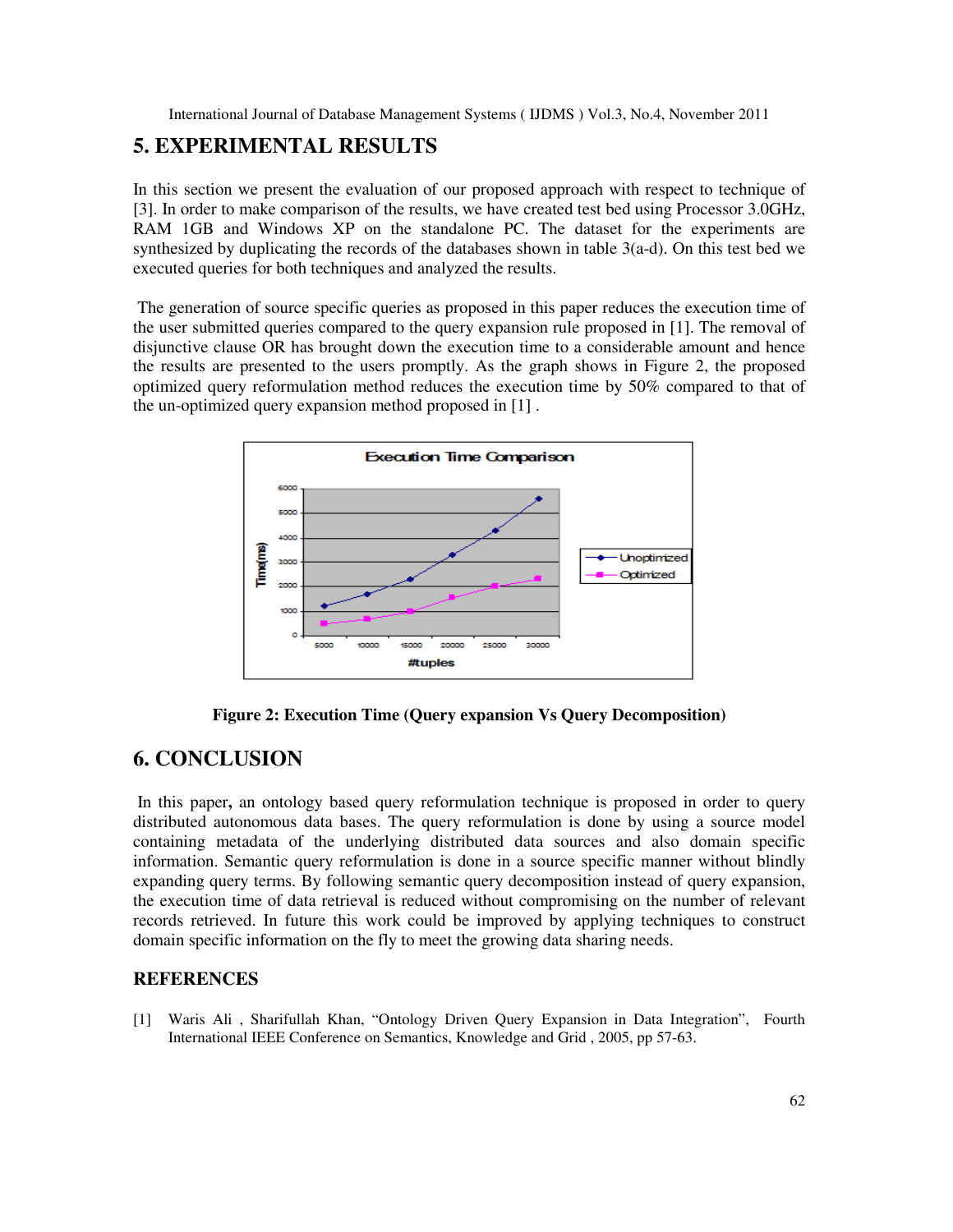## 5. EXPERIMENTAL RESULTS

In this section we present the evaluation of our proposed approach with respect to technique of [3]. In order to make comparison of the results, we have created test bed using Processor 3.0GHz, RAM 1GB and Windows XP on the standalone PC. The dataset for the experiments are synthesized by duplicating the records of the databases shown in table 3(a-d). On this test bed we executed queries for both techniques and analyzed the results.

The generation of source specific queries as proposed in this paper reduces the execution time of the user submitted queries compared to the query expansion rule proposed in [1]. The removal of disjunctive clause OR has brought down the execution time to a considerable amount and hence the results are presented to the users promptly. As the graph shows in Figure 2, the proposed optimized query reformulation method reduces the execution time by 50% compared to that of the un-optimized query expansion method proposed in [1] .

Execution Time Comparison

Time(ms)

6000
5000
4000
3000
2000
1000
0

5000 10000 15000 20000 25000 30000

#tuples

Unoptimized
Optimized

**Figure 2: Execution Time (Query expansion Vs Query Decomposition)**

## 6. CONCLUSION

In this paper**,** an ontology based query reformulation technique is proposed in order to query distributed autonomous data bases. The query reformulation is done by using a source model containing metadata of the underlying distributed data sources and also domain specific information. Semantic query reformulation is done in a source specific manner without blindly expanding query terms. By following semantic query decomposition instead of query expansion, the execution time of data retrieval is reduced without compromising on the number of relevant records retrieved. In future this work could be improved by applying techniques to construct domain specific information on the fly to meet the growing data sharing needs.

### REFERENCES

[1] Waris Ali , Sharifullah Khan, "Ontology Driven Query Expansion in Data Integration", Fourth International IEEE Conference on Semantics, Knowledge and Grid , 2005, pp 57-63.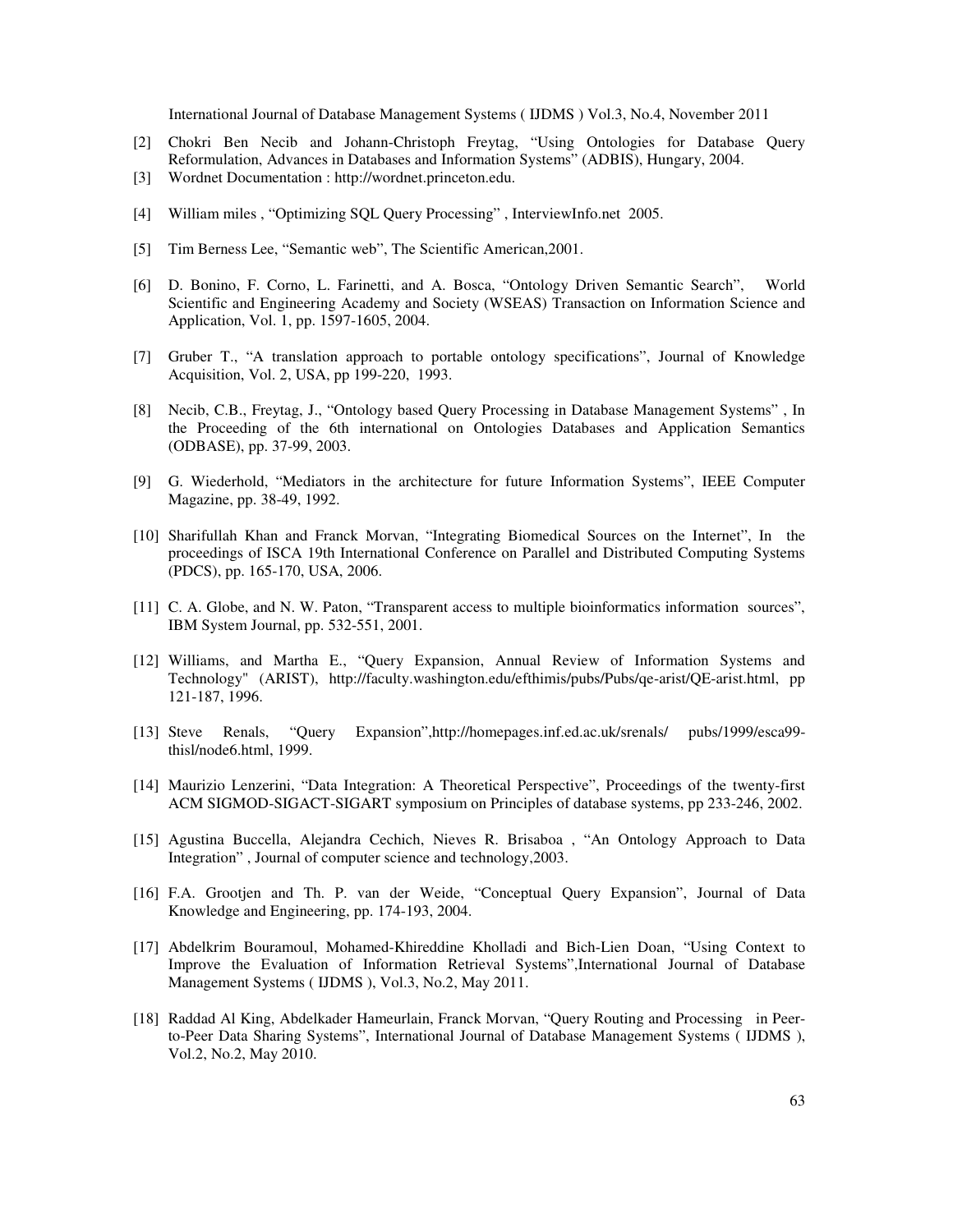[2] Chokri Ben Necib and Johann-Christoph Freytag, "Using Ontologies for Database Query Reformulation, Advances in Databases and Information Systems" (ADBIS), Hungary, 2004.

[3] Wordnet Documentation : http://wordnet.princeton.edu.

[4] William miles , "Optimizing SQL Query Processing" , InterviewInfo.net 2005.

[5] Tim Berness Lee, "Semantic web", The Scientific American,2001.

[6] D. Bonino, F. Corno, L. Farinetti, and A. Bosca, "Ontology Driven Semantic Search", World Scientific and Engineering Academy and Society (WSEAS) Transaction on Information Science and Application, Vol. 1, pp. 1597-1605, 2004.

[7] Gruber T., "A translation approach to portable ontology specifications", Journal of Knowledge Acquisition, Vol. 2, USA, pp 199-220, 1993.

[8] Necib, C.B., Freytag, J., "Ontology based Query Processing in Database Management Systems" , In the Proceeding of the 6th international on Ontologies Databases and Application Semantics (ODBASE), pp. 37-99, 2003.

[9] G. Wiederhold, "Mediators in the architecture for future Information Systems", IEEE Computer Magazine, pp. 38-49, 1992.

[10] Sharifullah Khan and Franck Morvan, "Integrating Biomedical Sources on the Internet", In the proceedings of ISCA 19th International Conference on Parallel and Distributed Computing Systems (PDCS), pp. 165-170, USA, 2006.

[11] C. A. Globe, and N. W. Paton, "Transparent access to multiple bioinformatics information sources", IBM System Journal, pp. 532-551, 2001.

[12] Williams, and Martha E., "Query Expansion, Annual Review of Information Systems and Technology" (ARIST), http://faculty.washington.edu/efthimis/pubs/Pubs/qe-arist/QE-arist.html, pp 121-187, 1996.

[13] Steve Renals, "Query Expansion",http://homepages.inf.ed.ac.uk/srenals/ pubs/1999/esca99-thisl/node6.html, 1999.

[14] Maurizio Lenzerini, "Data Integration: A Theoretical Perspective", Proceedings of the twenty-first ACM SIGMOD-SIGACT-SIGART symposium on Principles of database systems, pp 233-246, 2002.

[15] Agustina Buccella, Alejandra Cechich, Nieves R. Brisaboa , "An Ontology Approach to Data Integration" , Journal of computer science and technology,2003.

[16] F.A. Grootjen and Th. P. van der Weide, "Conceptual Query Expansion", Journal of Data Knowledge and Engineering, pp. 174-193, 2004.

[17] Abdelkrim Bouramoul, Mohamed-Khireddine Kholladi and Bich-Lien Doan, "Using Context to Improve the Evaluation of Information Retrieval Systems",International Journal of Database Management Systems ( IJDMS ), Vol.3, No.2, May 2011.

[18] Raddad Al King, Abdelkader Hameurlain, Franck Morvan, "Query Routing and Processing in Peer-to-Peer Data Sharing Systems", International Journal of Database Management Systems ( IJDMS ), Vol.2, No.2, May 2010.